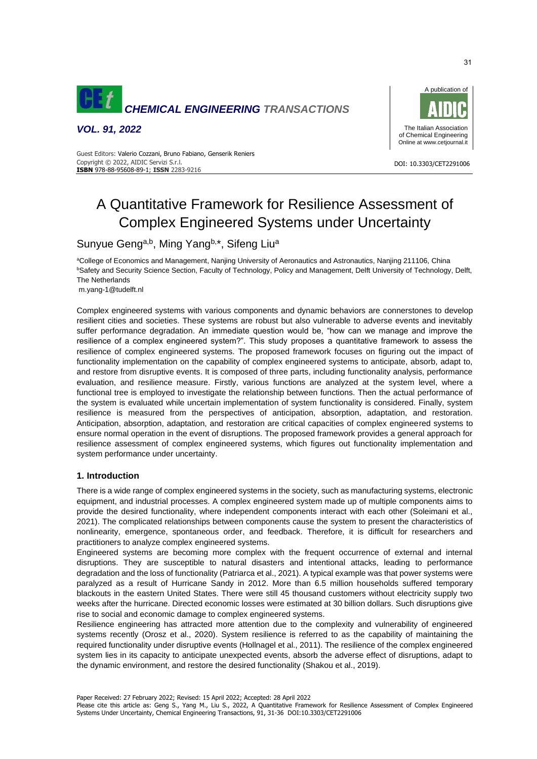# A Quantitative Framework for Resilience Assessment of Complex Engineered Systems under Uncertainty

Sunyue Geng[a,b], Ming Yang[b,*], Sifeng Liu[a]

[a]College of Economics and Management, Nanjing University of Aeronautics and Astronautics, Nanjing 211106, China
[b]Safety and Security Science Section, Faculty of Technology, Policy and Management, Delft University of Technology, Delft, The Netherlands
m.yang-1@tudelft.nl

Complex engineered systems with various components and dynamic behaviors are connerstones to develop resilient cities and societies. These systems are robust but also vulnerable to adverse events and inevitably suffer performance degradation. An immediate question would be, "how can we manage and improve the resilience of a complex engineered system?". This study proposes a quantitative framework to assess the resilience of complex engineered systems. The proposed framework focuses on figuring out the impact of functionality implementation on the capability of complex engineered systems to anticipate, absorb, adapt to, and restore from disruptive events. It is composed of three parts, including functionality analysis, performance evaluation, and resilience measure. Firstly, various functions are analyzed at the system level, where a functional tree is employed to investigate the relationship between functions. Then the actual performance of the system is evaluated while uncertain implementation of system functionality is considered. Finally, system resilience is measured from the perspectives of anticipation, absorption, adaptation, and restoration. Anticipation, absorption, adaptation, and restoration are critical capacities of complex engineered systems to ensure normal operation in the event of disruptions. The proposed framework provides a general approach for resilience assessment of complex engineered systems, which figures out functionality implementation and system performance under uncertainty.

## 1. Introduction

There is a wide range of complex engineered systems in the society, such as manufacturing systems, electronic equipment, and industrial processes. A complex engineered system made up of multiple components aims to provide the desired functionality, where independent components interact with each other (Soleimani et al., 2021). The complicated relationships between components cause the system to present the characteristics of nonlinearity, emergence, spontaneous order, and feedback. Therefore, it is difficult for researchers and practitioners to analyze complex engineered systems.

Engineered systems are becoming more complex with the frequent occurrence of external and internal disruptions. They are susceptible to natural disasters and intentional attacks, leading to performance degradation and the loss of functionality (Patriarca et al., 2021). A typical example was that power systems were paralyzed as a result of Hurricane Sandy in 2012. More than 6.5 million households suffered temporary blackouts in the eastern United States. There were still 45 thousand customers without electricity supply two weeks after the hurricane. Directed economic losses were estimated at 30 billion dollars. Such disruptions give rise to social and economic damage to complex engineered systems.

Resilience engineering has attracted more attention due to the complexity and vulnerability of engineered systems recently (Orosz et al., 2020). System resilience is referred to as the capability of maintaining the required functionality under disruptive events (Hollnagel et al., 2011). The resilience of the complex engineered system lies in its capacity to anticipate unexpected events, absorb the adverse effect of disruptions, adapt to the dynamic environment, and restore the desired functionality (Shakou et al., 2019).

Paper Received: 27 February 2022; Revised: 15 April 2022; Accepted: 28 April 2022

Please cite this article as: Geng S., Yang M., Liu S., 2022, A Quantitative Framework for Resilience Assessment of Complex Engineered Systems Under Uncertainty, Chemical Engineering Transactions, 91, 31-36 DOI:10.3303/CET2291006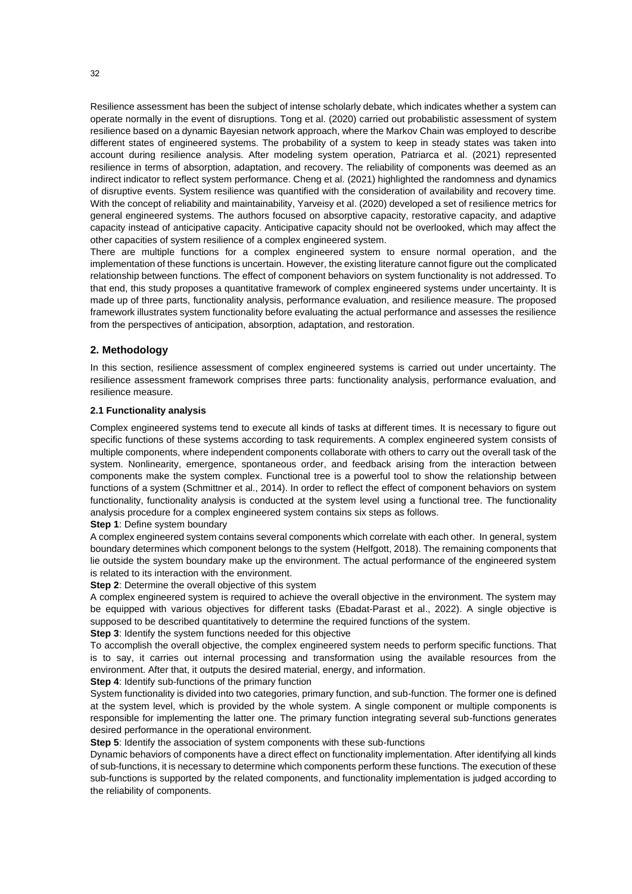Resilience assessment has been the subject of intense scholarly debate, which indicates whether a system can operate normally in the event of disruptions. Tong et al. (2020) carried out probabilistic assessment of system resilience based on a dynamic Bayesian network approach, where the Markov Chain was employed to describe different states of engineered systems. The probability of a system to keep in steady states was taken into account during resilience analysis. After modeling system operation, Patriarca et al. (2021) represented resilience in terms of absorption, adaptation, and recovery. The reliability of components was deemed as an indirect indicator to reflect system performance. Cheng et al. (2021) highlighted the randomness and dynamics of disruptive events. System resilience was quantified with the consideration of availability and recovery time. With the concept of reliability and maintainability, Yarveisy et al. (2020) developed a set of resilience metrics for general engineered systems. The authors focused on absorptive capacity, restorative capacity, and adaptive capacity instead of anticipative capacity. Anticipative capacity should not be overlooked, which may affect the other capacities of system resilience of a complex engineered system.

There are multiple functions for a complex engineered system to ensure normal operation, and the implementation of these functions is uncertain. However, the existing literature cannot figure out the complicated relationship between functions. The effect of component behaviors on system functionality is not addressed. To that end, this study proposes a quantitative framework of complex engineered systems under uncertainty. It is made up of three parts, functionality analysis, performance evaluation, and resilience measure. The proposed framework illustrates system functionality before evaluating the actual performance and assesses the resilience from the perspectives of anticipation, absorption, adaptation, and restoration.

## 2. Methodology

In this section, resilience assessment of complex engineered systems is carried out under uncertainty. The resilience assessment framework comprises three parts: functionality analysis, performance evaluation, and resilience measure.

### 2.1 Functionality analysis

Complex engineered systems tend to execute all kinds of tasks at different times. It is necessary to figure out specific functions of these systems according to task requirements. A complex engineered system consists of multiple components, where independent components collaborate with others to carry out the overall task of the system. Nonlinearity, emergence, spontaneous order, and feedback arising from the interaction between components make the system complex. Functional tree is a powerful tool to show the relationship between functions of a system (Schmittner et al., 2014). In order to reflect the effect of component behaviors on system functionality, functionality analysis is conducted at the system level using a functional tree. The functionality analysis procedure for a complex engineered system contains six steps as follows.

**Step 1**: Define system boundary

A complex engineered system contains several components which correlate with each other. In general, system boundary determines which component belongs to the system (Helfgott, 2018). The remaining components that lie outside the system boundary make up the environment. The actual performance of the engineered system is related to its interaction with the environment.

**Step 2**: Determine the overall objective of this system

A complex engineered system is required to achieve the overall objective in the environment. The system may be equipped with various objectives for different tasks (Ebadat-Parast et al., 2022). A single objective is supposed to be described quantitatively to determine the required functions of the system.

**Step 3**: Identify the system functions needed for this objective

To accomplish the overall objective, the complex engineered system needs to perform specific functions. That is to say, it carries out internal processing and transformation using the available resources from the environment. After that, it outputs the desired material, energy, and information.

**Step 4**: Identify sub-functions of the primary function

System functionality is divided into two categories, primary function, and sub-function. The former one is defined at the system level, which is provided by the whole system. A single component or multiple components is responsible for implementing the latter one. The primary function integrating several sub-functions generates desired performance in the operational environment.

**Step 5**: Identify the association of system components with these sub-functions

Dynamic behaviors of components have a direct effect on functionality implementation. After identifying all kinds of sub-functions, it is necessary to determine which components perform these functions. The execution of these sub-functions is supported by the related components, and functionality implementation is judged according to the reliability of components.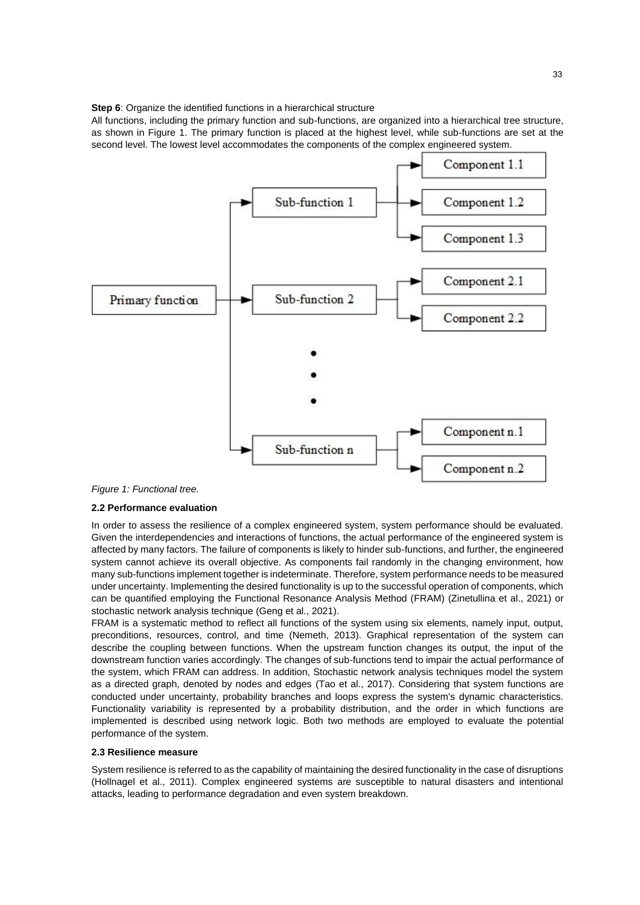**Step 6**: Organize the identified functions in a hierarchical structure

All functions, including the primary function and sub-functions, are organized into a hierarchical tree structure, as shown in Figure 1. The primary function is placed at the highest level, while sub-functions are set at the second level. The lowest level accommodates the components of the complex engineered system.

*Figure 1: Functional tree.*

### 2.2 Performance evaluation

In order to assess the resilience of a complex engineered system, system performance should be evaluated. Given the interdependencies and interactions of functions, the actual performance of the engineered system is affected by many factors. The failure of components is likely to hinder sub-functions, and further, the engineered system cannot achieve its overall objective. As components fail randomly in the changing environment, how many sub-functions implement together is indeterminate. Therefore, system performance needs to be measured under uncertainty. Implementing the desired functionality is up to the successful operation of components, which can be quantified employing the Functional Resonance Analysis Method (FRAM) (Zinetullina et al., 2021) or stochastic network analysis technique (Geng et al., 2021).

FRAM is a systematic method to reflect all functions of the system using six elements, namely input, output, preconditions, resources, control, and time (Nemeth, 2013). Graphical representation of the system can describe the coupling between functions. When the upstream function changes its output, the input of the downstream function varies accordingly. The changes of sub-functions tend to impair the actual performance of the system, which FRAM can address. In addition, Stochastic network analysis techniques model the system as a directed graph, denoted by nodes and edges (Tao et al., 2017). Considering that system functions are conducted under uncertainty, probability branches and loops express the system's dynamic characteristics. Functionality variability is represented by a probability distribution, and the order in which functions are implemented is described using network logic. Both two methods are employed to evaluate the potential performance of the system.

### 2.3 Resilience measure

System resilience is referred to as the capability of maintaining the desired functionality in the case of disruptions (Hollnagel et al., 2011). Complex engineered systems are susceptible to natural disasters and intentional attacks, leading to performance degradation and even system breakdown.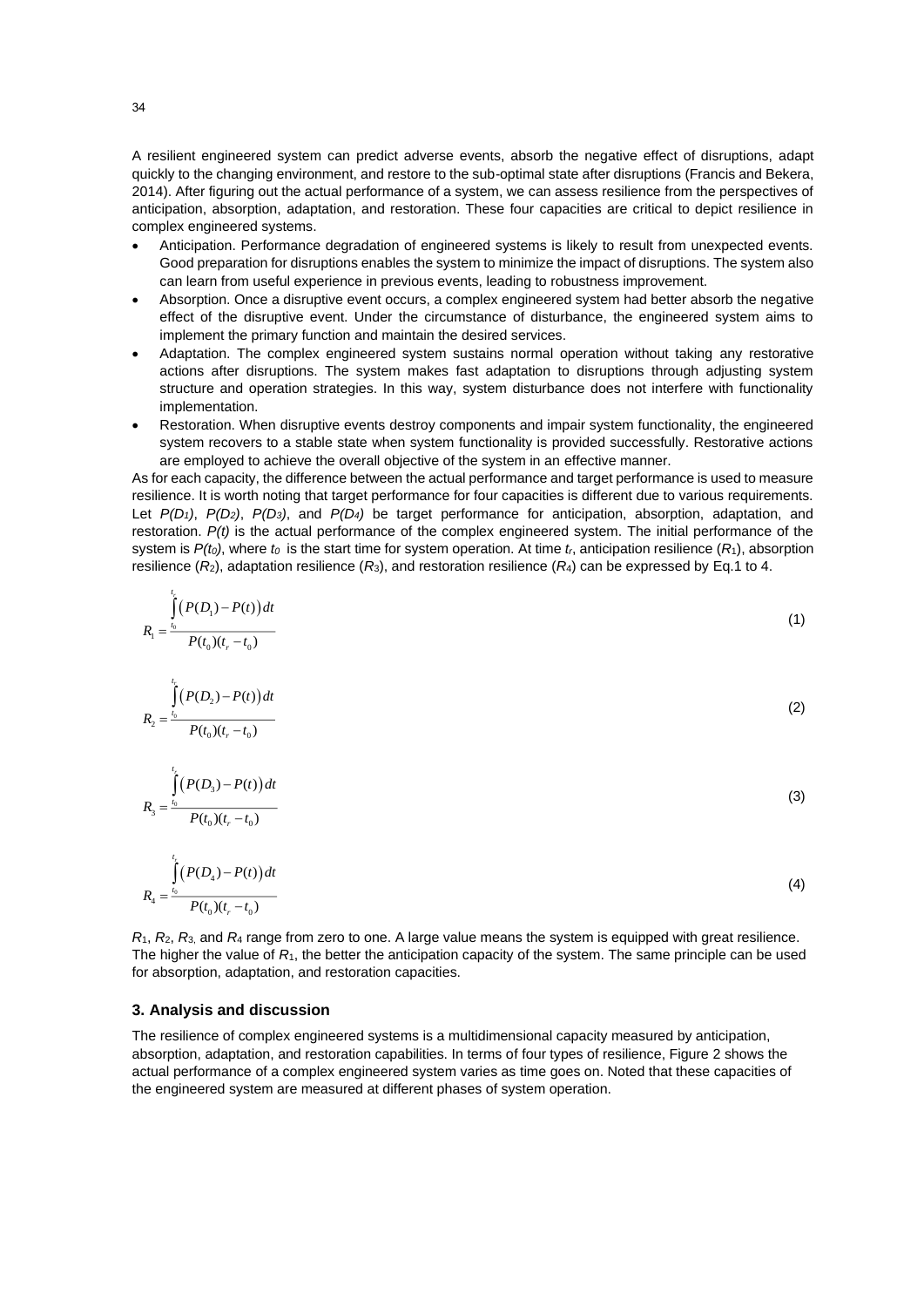A resilient engineered system can predict adverse events, absorb the negative effect of disruptions, adapt quickly to the changing environment, and restore to the sub-optimal state after disruptions (Francis and Bekera, 2014). After figuring out the actual performance of a system, we can assess resilience from the perspectives of anticipation, absorption, adaptation, and restoration. These four capacities are critical to depict resilience in complex engineered systems.

- Anticipation. Performance degradation of engineered systems is likely to result from unexpected events. Good preparation for disruptions enables the system to minimize the impact of disruptions. The system also can learn from useful experience in previous events, leading to robustness improvement.
- Absorption. Once a disruptive event occurs, a complex engineered system had better absorb the negative effect of the disruptive event. Under the circumstance of disturbance, the engineered system aims to implement the primary function and maintain the desired services.
- Adaptation. The complex engineered system sustains normal operation without taking any restorative actions after disruptions. The system makes fast adaptation to disruptions through adjusting system structure and operation strategies. In this way, system disturbance does not interfere with functionality implementation.
- Restoration. When disruptive events destroy components and impair system functionality, the engineered system recovers to a stable state when system functionality is provided successfully. Restorative actions are employed to achieve the overall objective of the system in an effective manner.

As for each capacity, the difference between the actual performance and target performance is used to measure resilience. It is worth noting that target performance for four capacities is different due to various requirements. Let $P(D_1)$, $P(D_2)$, $P(D_3)$, and $P(D_4)$ be target performance for anticipation, absorption, adaptation, and restoration. $P(t)$ is the actual performance of the complex engineered system. The initial performance of the system is $P(t_0)$, where $t_0$ is the start time for system operation. At time $t_r$, anticipation resilience ($R_1$), absorption resilience ($R_2$), adaptation resilience ($R_3$), and restoration resilience ($R_4$) can be expressed by Eq.1 to 4.

$$R_1 = \frac{\int_{t_0}^{t_r} \left( P(D_1) - P(t) \right) dt}{P(t_0)(t_r - t_0)} \tag{1}$$

$$R_2 = \frac{\int_{t_0}^{t_r} \left( P(D_2) - P(t) \right) dt}{P(t_0)(t_r - t_0)} \tag{2}$$

$$R_3 = \frac{\int_{t_0}^{t_r} \left( P(D_3) - P(t) \right) dt}{P(t_0)(t_r - t_0)} \tag{3}$$

$$R_4 = \frac{\int_{t_0}^{t_r} \left( P(D_4) - P(t) \right) dt}{P(t_0)(t_r - t_0)} \tag{4}$$

$R_1$, $R_2$, $R_3$, and $R_4$ range from zero to one. A large value means the system is equipped with great resilience. The higher the value of $R_1$, the better the anticipation capacity of the system. The same principle can be used for absorption, adaptation, and restoration capacities.

## 3. Analysis and discussion

The resilience of complex engineered systems is a multidimensional capacity measured by anticipation, absorption, adaptation, and restoration capabilities. In terms of four types of resilience, Figure 2 shows the actual performance of a complex engineered system varies as time goes on. Noted that these capacities of the engineered system are measured at different phases of system operation.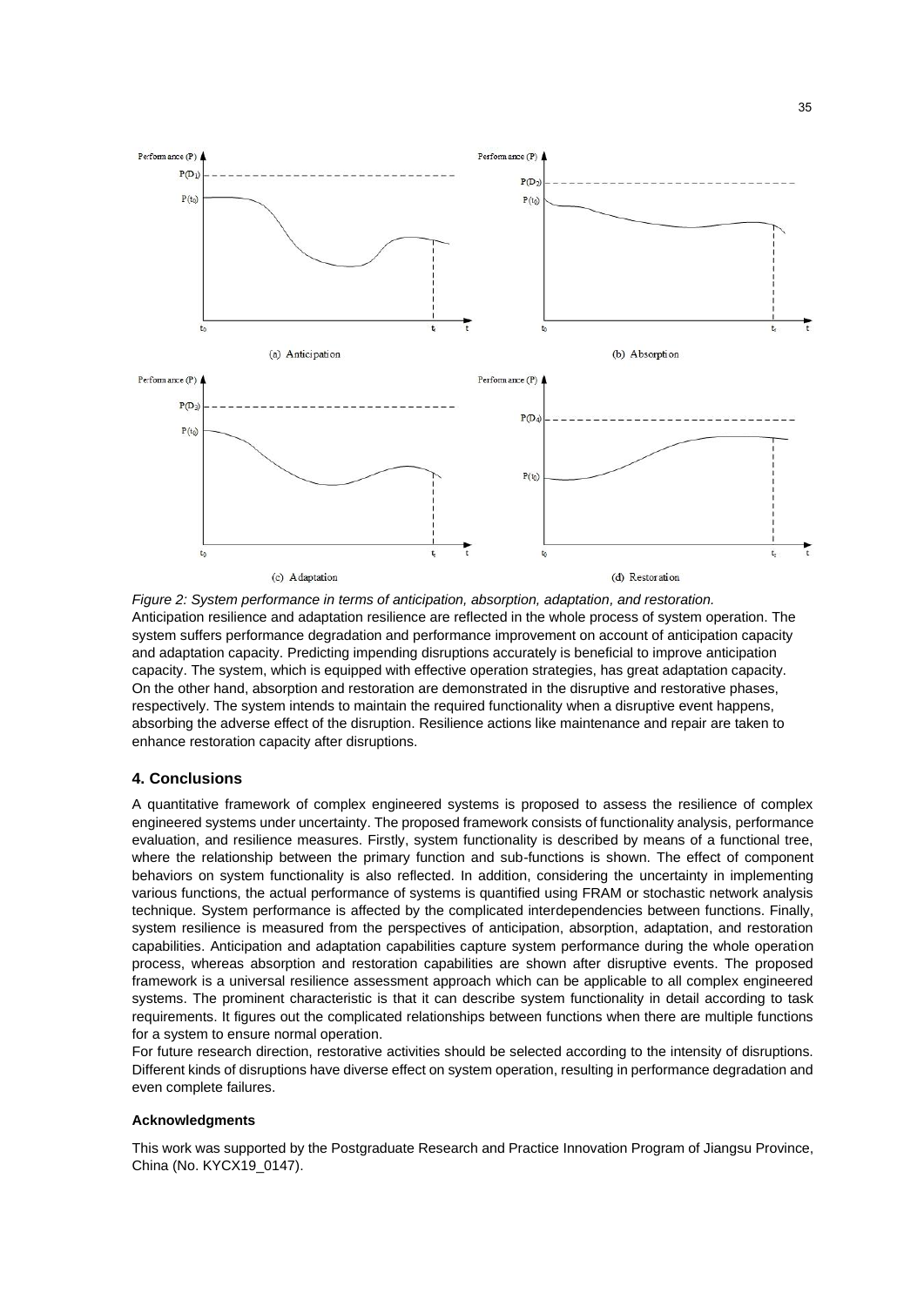*Figure 2: System performance in terms of anticipation, absorption, adaptation, and restoration.*

Anticipation resilience and adaptation resilience are reflected in the whole process of system operation. The system suffers performance degradation and performance improvement on account of anticipation capacity and adaptation capacity. Predicting impending disruptions accurately is beneficial to improve anticipation capacity. The system, which is equipped with effective operation strategies, has great adaptation capacity. On the other hand, absorption and restoration are demonstrated in the disruptive and restorative phases, respectively. The system intends to maintain the required functionality when a disruptive event happens, absorbing the adverse effect of the disruption. Resilience actions like maintenance and repair are taken to enhance restoration capacity after disruptions.

## 4. Conclusions

A quantitative framework of complex engineered systems is proposed to assess the resilience of complex engineered systems under uncertainty. The proposed framework consists of functionality analysis, performance evaluation, and resilience measures. Firstly, system functionality is described by means of a functional tree, where the relationship between the primary function and sub-functions is shown. The effect of component behaviors on system functionality is also reflected. In addition, considering the uncertainty in implementing various functions, the actual performance of systems is quantified using FRAM or stochastic network analysis technique. System performance is affected by the complicated interdependencies between functions. Finally, system resilience is measured from the perspectives of anticipation, absorption, adaptation, and restoration capabilities. Anticipation and adaptation capabilities capture system performance during the whole operation process, whereas absorption and restoration capabilities are shown after disruptive events. The proposed framework is a universal resilience assessment approach which can be applicable to all complex engineered systems. The prominent characteristic is that it can describe system functionality in detail according to task requirements. It figures out the complicated relationships between functions when there are multiple functions for a system to ensure normal operation.

For future research direction, restorative activities should be selected according to the intensity of disruptions. Different kinds of disruptions have diverse effect on system operation, resulting in performance degradation and even complete failures.

#### Acknowledgments

This work was supported by the Postgraduate Research and Practice Innovation Program of Jiangsu Province, China (No. KYCX19_0147).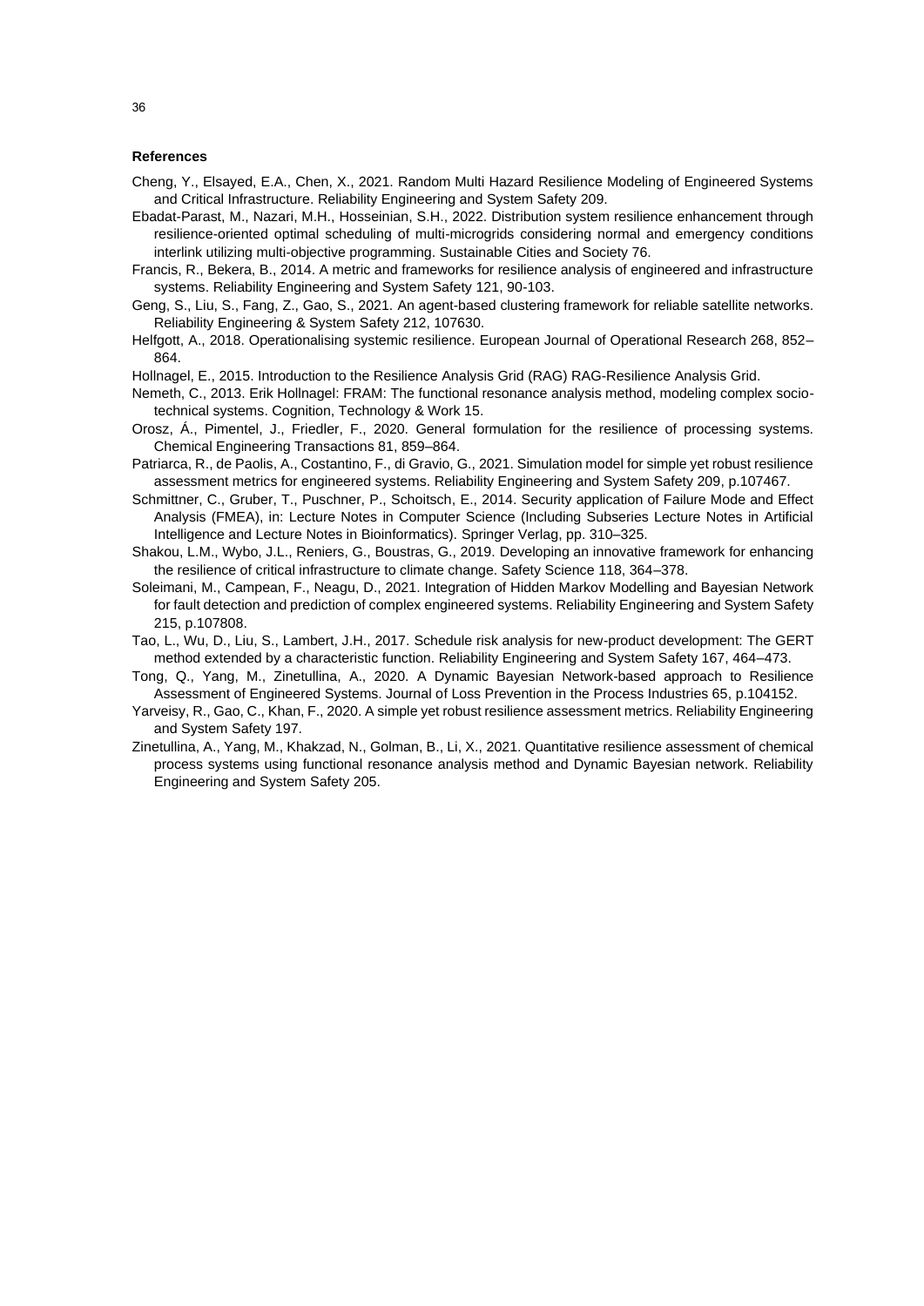**References**

Cheng, Y., Elsayed, E.A., Chen, X., 2021. Random Multi Hazard Resilience Modeling of Engineered Systems and Critical Infrastructure. Reliability Engineering and System Safety 209.

Ebadat-Parast, M., Nazari, M.H., Hosseinian, S.H., 2022. Distribution system resilience enhancement through resilience-oriented optimal scheduling of multi-microgrids considering normal and emergency conditions interlink utilizing multi-objective programming. Sustainable Cities and Society 76.

Francis, R., Bekera, B., 2014. A metric and frameworks for resilience analysis of engineered and infrastructure systems. Reliability Engineering and System Safety 121, 90-103.

Geng, S., Liu, S., Fang, Z., Gao, S., 2021. An agent-based clustering framework for reliable satellite networks. Reliability Engineering & System Safety 212, 107630.

Helfgott, A., 2018. Operationalising systemic resilience. European Journal of Operational Research 268, 852–864.

Hollnagel, E., 2015. Introduction to the Resilience Analysis Grid (RAG) RAG-Resilience Analysis Grid.

Nemeth, C., 2013. Erik Hollnagel: FRAM: The functional resonance analysis method, modeling complex socio-technical systems. Cognition, Technology & Work 15.

Orosz, Á., Pimentel, J., Friedler, F., 2020. General formulation for the resilience of processing systems. Chemical Engineering Transactions 81, 859–864.

Patriarca, R., de Paolis, A., Costantino, F., di Gravio, G., 2021. Simulation model for simple yet robust resilience assessment metrics for engineered systems. Reliability Engineering and System Safety 209, p.107467.

Schmittner, C., Gruber, T., Puschner, P., Schoitsch, E., 2014. Security application of Failure Mode and Effect Analysis (FMEA), in: Lecture Notes in Computer Science (Including Subseries Lecture Notes in Artificial Intelligence and Lecture Notes in Bioinformatics). Springer Verlag, pp. 310–325.

Shakou, L.M., Wybo, J.L., Reniers, G., Boustras, G., 2019. Developing an innovative framework for enhancing the resilience of critical infrastructure to climate change. Safety Science 118, 364–378.

Soleimani, M., Campean, F., Neagu, D., 2021. Integration of Hidden Markov Modelling and Bayesian Network for fault detection and prediction of complex engineered systems. Reliability Engineering and System Safety 215, p.107808.

Tao, L., Wu, D., Liu, S., Lambert, J.H., 2017. Schedule risk analysis for new-product development: The GERT method extended by a characteristic function. Reliability Engineering and System Safety 167, 464–473.

Tong, Q., Yang, M., Zinetullina, A., 2020. A Dynamic Bayesian Network-based approach to Resilience Assessment of Engineered Systems. Journal of Loss Prevention in the Process Industries 65, p.104152.

Yarveisy, R., Gao, C., Khan, F., 2020. A simple yet robust resilience assessment metrics. Reliability Engineering and System Safety 197.

Zinetullina, A., Yang, M., Khakzad, N., Golman, B., Li, X., 2021. Quantitative resilience assessment of chemical process systems using functional resonance analysis method and Dynamic Bayesian network. Reliability Engineering and System Safety 205.